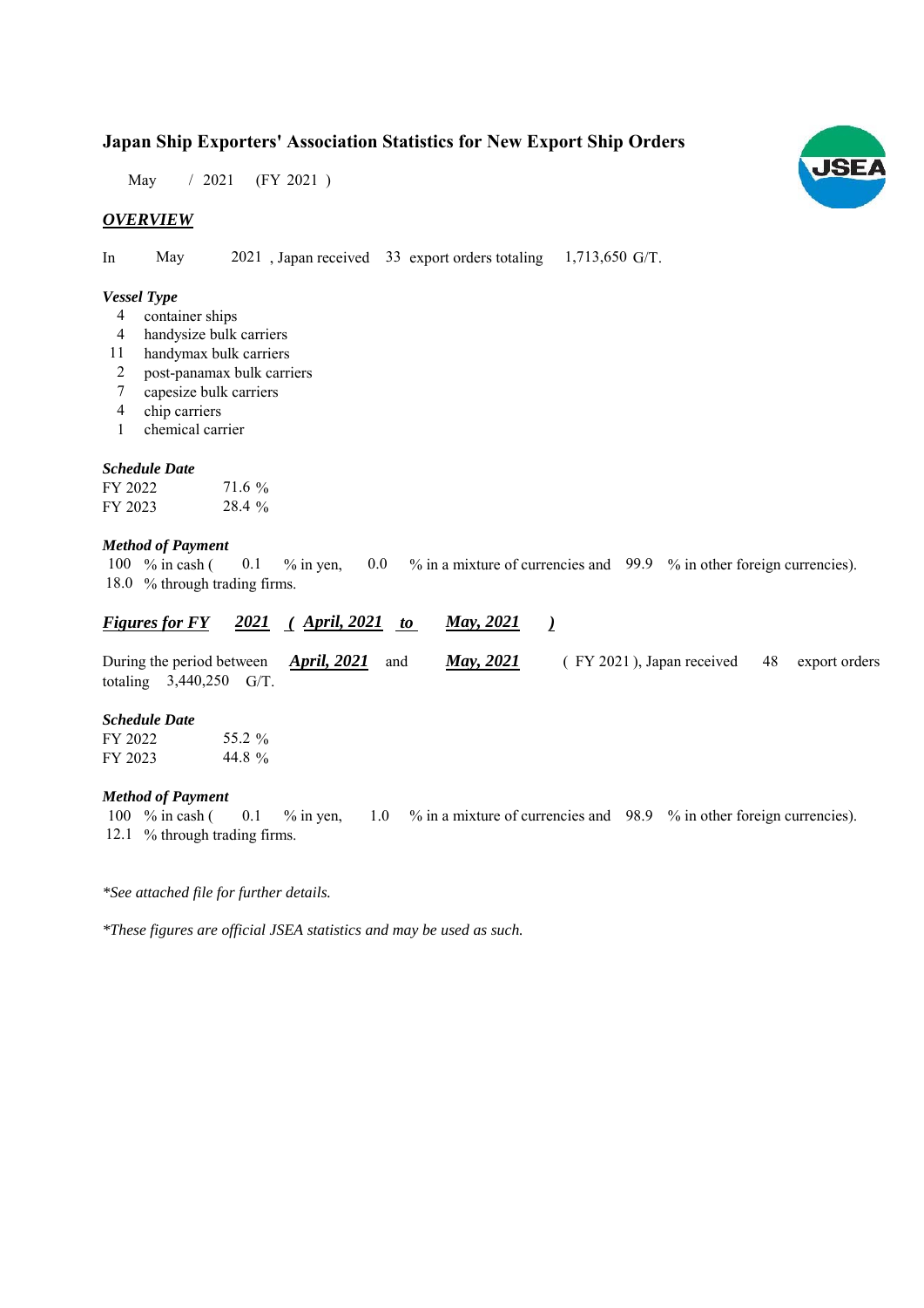# Japan Ship Exporters' Association Statistics for New Export Ship Orders

May / 2021 (FY 2021 )

## *OVERVIEW*

In May 2021 , Japan received 33 export orders totaling 1,713,650 G/T.

### *Vessel Type*

- 4 container ships
- 4 handysize bulk carriers
- 11 handymax bulk carriers
- 2 post-panamax bulk carriers
- 7 capesize bulk carriers
- 4 chip carriers
- 1 chemical carrier

### *Schedule Date*

| | |
|---|---|
| FY 2022 | 71.6 % |
| FY 2023 | 28.4 % |

### *Method of Payment*

100 % in cash ( 0.1 % in yen, 0.0 % in a mixture of currencies and 99.9 % in other foreign currencies).
18.0 % through trading firms.

## ***Figures for FY 2021 ( April, 2021 to May, 2021 )***

During the period between ***April, 2021*** and ***May, 2021*** ( FY 2021 ), Japan received 48 export orders totaling 3,440,250 G/T.

### *Schedule Date*

| | |
|---|---|
| FY 2022 | 55.2 % |
| FY 2023 | 44.8 % |

### *Method of Payment*

100 % in cash ( 0.1 % in yen, 1.0 % in a mixture of currencies and 98.9 % in other foreign currencies).
12.1 % through trading firms.

*\*See attached file for further details.*

*\*These figures are official JSEA statistics and may be used as such.*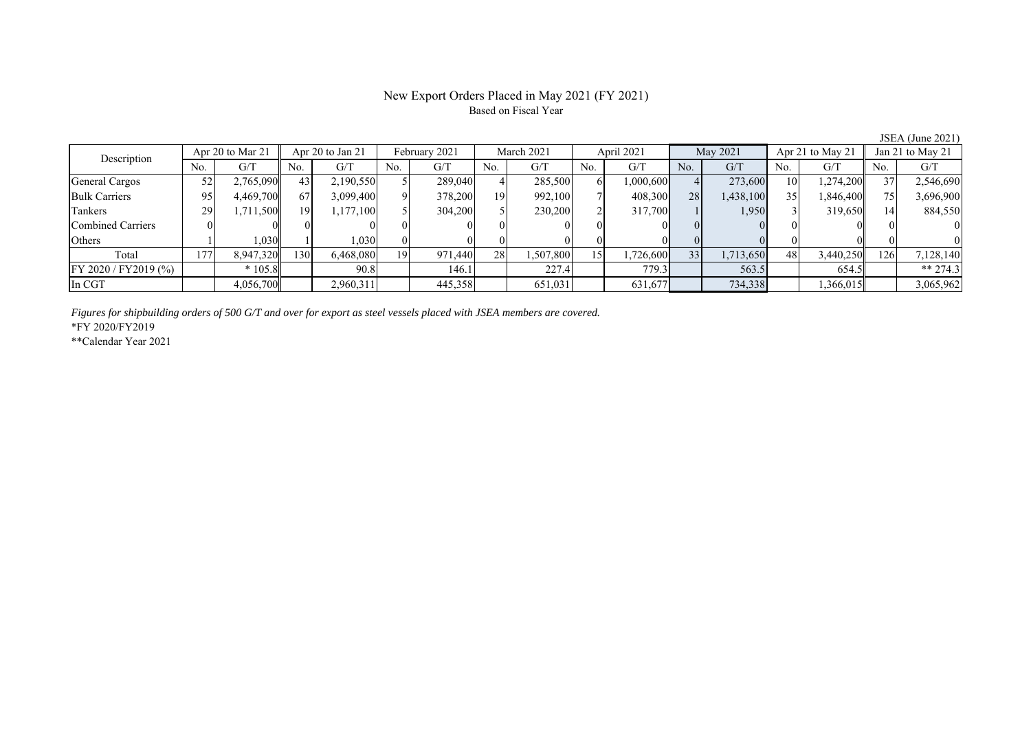## New Export Orders Placed in May 2021 (FY 2021)

Based on Fiscal Year

JSEA (June 2021)

| Description | Apr 20 to Mar 21 | | Apr 20 to Jan 21 | | February 2021 | | March 2021 | | April 2021 | | May 2021 | | Apr 21 to May 21 | | Jan 21 to May 21 | |
|---|---|---|---|---|---|---|---|---|---|---|---|---|---|---|---|---|
| | No. | G/T | No. | G/T | No. | G/T | No. | G/T | No. | G/T | No. | G/T | No. | G/T | No. | G/T |
| General Cargos | 52 | 2,765,090 | 43 | 2,190,550 | 5 | 289,040 | 4 | 285,500 | 6 | 1,000,600 | 4 | 273,600 | 10 | 1,274,200 | 37 | 2,546,690 |
| Bulk Carriers | 95 | 4,469,700 | 67 | 3,099,400 | 9 | 378,200 | 19 | 992,100 | 7 | 408,300 | 28 | 1,438,100 | 35 | 1,846,400 | 75 | 3,696,900 |
| Tankers | 29 | 1,711,500 | 19 | 1,177,100 | 5 | 304,200 | 5 | 230,200 | 2 | 317,700 | 1 | 1,950 | 3 | 319,650 | 14 | 884,550 |
| Combined Carriers | 0 | 0 | 0 | 0 | 0 | 0 | 0 | 0 | 0 | 0 | 0 | 0 | 0 | 0 | 0 | 0 |
| Others | 1 | 1,030 | 1 | 1,030 | 0 | 0 | 0 | 0 | 0 | 0 | 0 | 0 | 0 | 0 | 0 | 0 |
| Total | 177 | 8,947,320 | 130 | 6,468,080 | 19 | 971,440 | 28 | 1,507,800 | 15 | 1,726,600 | 33 | 1,713,650 | 48 | 3,440,250 | 126 | 7,128,140 |
| FY 2020 / FY2019 (%) | | * 105.8 | | 90.8 | | 146.1 | | 227.4 | | 779.3 | | 563.5 | | 654.5 | | ** 274.3 |
| In CGT | | 4,056,700 | | 2,960,311 | | 445,358 | | 651,031 | | 631,677 | | 734,338 | | 1,366,015 | | 3,065,962 |

*Figures for shipbuilding orders of 500 G/T and over for export as steel vessels placed with JSEA members are covered.*

*FY 2020/FY2019

**Calendar Year 2021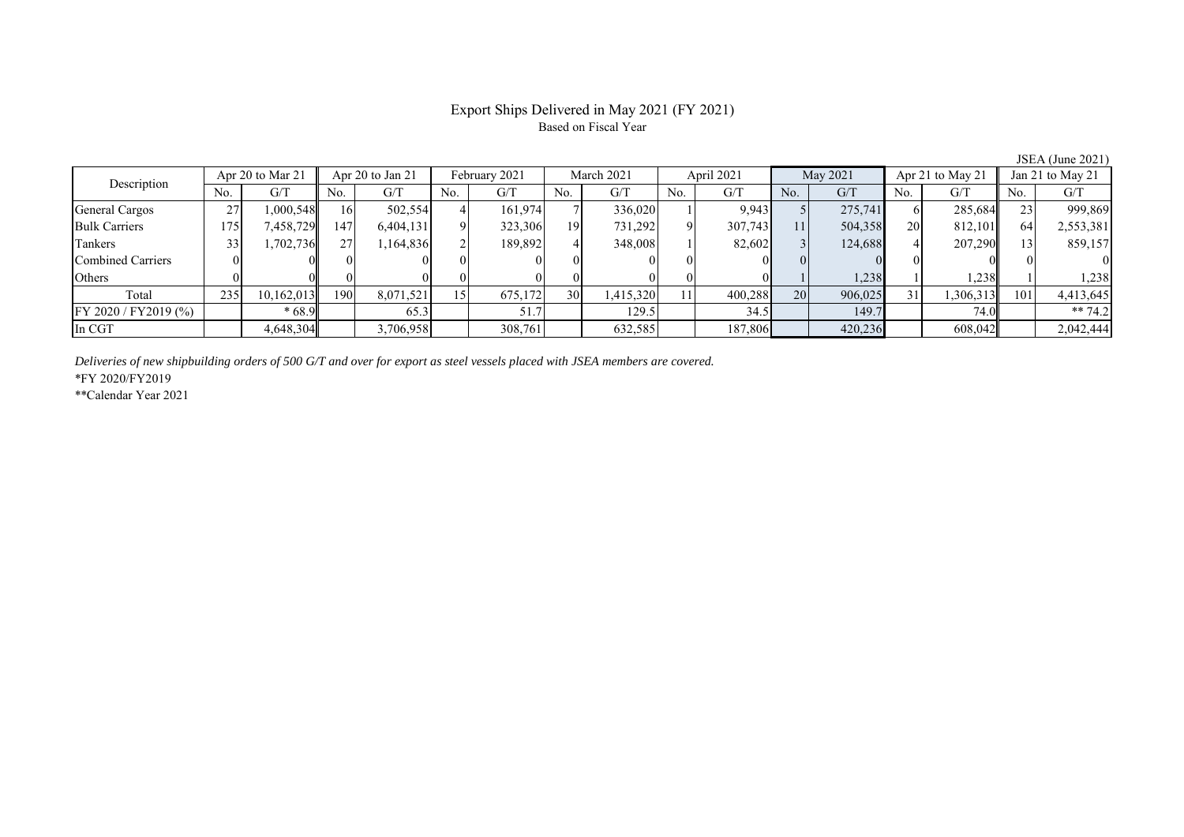# Export Ships Delivered in May 2021 (FY 2021)

Based on Fiscal Year

JSEA (June 2021)

| Description | Apr 20 to Mar 21 | | Apr 20 to Jan 21 | | February 2021 | | March 2021 | | April 2021 | | May 2021 | | Apr 21 to May 21 | | Jan 21 to May 21 | |
|---|---|---|---|---|---|---|---|---|---|---|---|---|---|---|---|---|
| | No. | G/T | No. | G/T | No. | G/T | No. | G/T | No. | G/T | No. | G/T | No. | G/T | No. | G/T |
| General Cargos | 27 | 1,000,548 | 16 | 502,554 | 4 | 161,974 | 7 | 336,020 | 1 | 9,943 | 5 | 275,741 | 6 | 285,684 | 23 | 999,869 |
| Bulk Carriers | 175 | 7,458,729 | 147 | 6,404,131 | 9 | 323,306 | 19 | 731,292 | 9 | 307,743 | 11 | 504,358 | 20 | 812,101 | 64 | 2,553,381 |
| Tankers | 33 | 1,702,736 | 27 | 1,164,836 | 2 | 189,892 | 4 | 348,008 | 1 | 82,602 | 3 | 124,688 | 4 | 207,290 | 13 | 859,157 |
| Combined Carriers | 0 | 0 | 0 | 0 | 0 | 0 | 0 | 0 | 0 | 0 | 0 | 0 | 0 | 0 | 0 | 0 |
| Others | 0 | 0 | 0 | 0 | 0 | 0 | 0 | 0 | 0 | 0 | 1 | 1,238 | 1 | 1,238 | 1 | 1,238 |
| Total | 235 | 10,162,013 | 190 | 8,071,521 | 15 | 675,172 | 30 | 1,415,320 | 11 | 400,288 | 20 | 906,025 | 31 | 1,306,313 | 101 | 4,413,645 |
| FY 2020 / FY2019 (%) | | * 68.9 | | 65.3 | | 51.7 | | 129.5 | | 34.5 | | 149.7 | | 74.0 | | ** 74.2 |
| In CGT | | 4,648,304 | | 3,706,958 | | 308,761 | | 632,585 | | 187,806 | | 420,236 | | 608,042 | | 2,042,444 |

*Deliveries of new shipbuilding orders of 500 G/T and over for export as steel vessels placed with JSEA members are covered.*

*FY 2020/FY2019

**Calendar Year 2021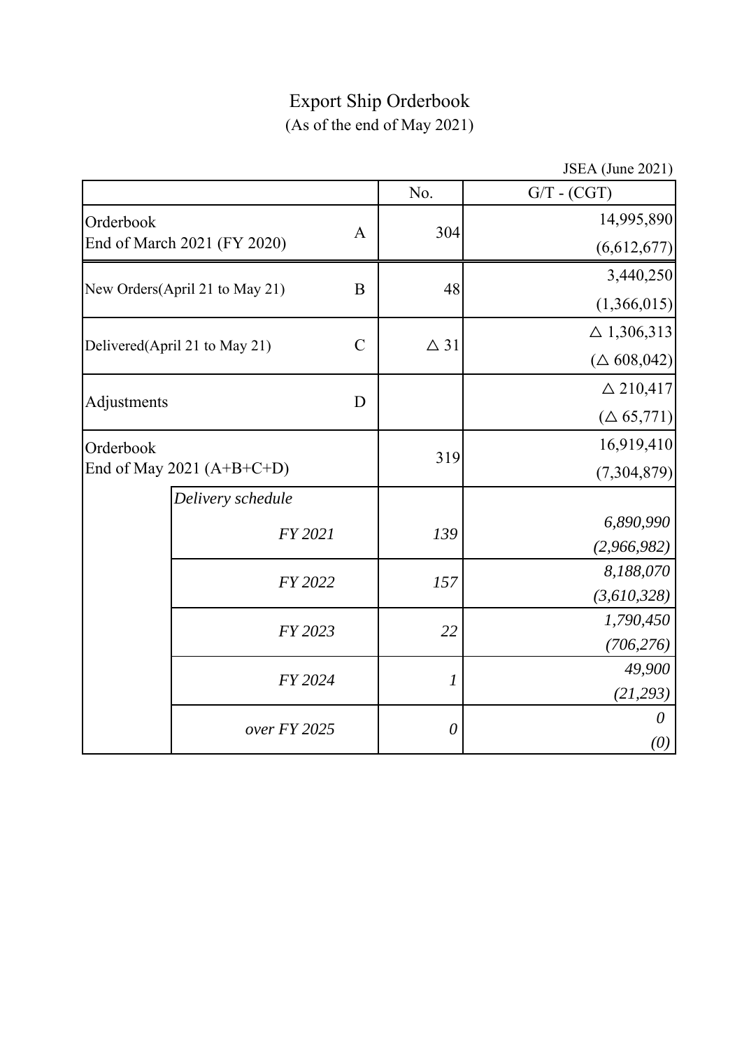# Export Ship Orderbook

(As of the end of May 2021)

JSEA (June 2021)

| | | | No. | G/T - (CGT) |
|---|---|---|---|---|
| Orderbook<br>End of March 2021 (FY 2020) | | A | 304 | 14,995,890<br>(6,612,677) |
| New Orders(April 21 to May 21) | | B | 48 | 3,440,250<br>(1,366,015) |
| Delivered(April 21 to May 21) | | C | △ 31 | △ 1,306,313<br>(△ 608,042) |
| Adjustments | | D | | △ 210,417<br>(△ 65,771) |
| Orderbook<br>End of May 2021 (A+B+C+D) | | | 319 | 16,919,410<br>(7,304,879) |
| | *Delivery schedule* | | | |
| | *FY 2021* | | *139* | *6,890,990*<br>*(2,966,982)* |
| | *FY 2022* | | *157* | *8,188,070*<br>*(3,610,328)* |
| | *FY 2023* | | *22* | *1,790,450*<br>*(706,276)* |
| | *FY 2024* | | *1* | *49,900*<br>*(21,293)* |
| | *over FY 2025* | | *0* | *0*<br>*(0)* |